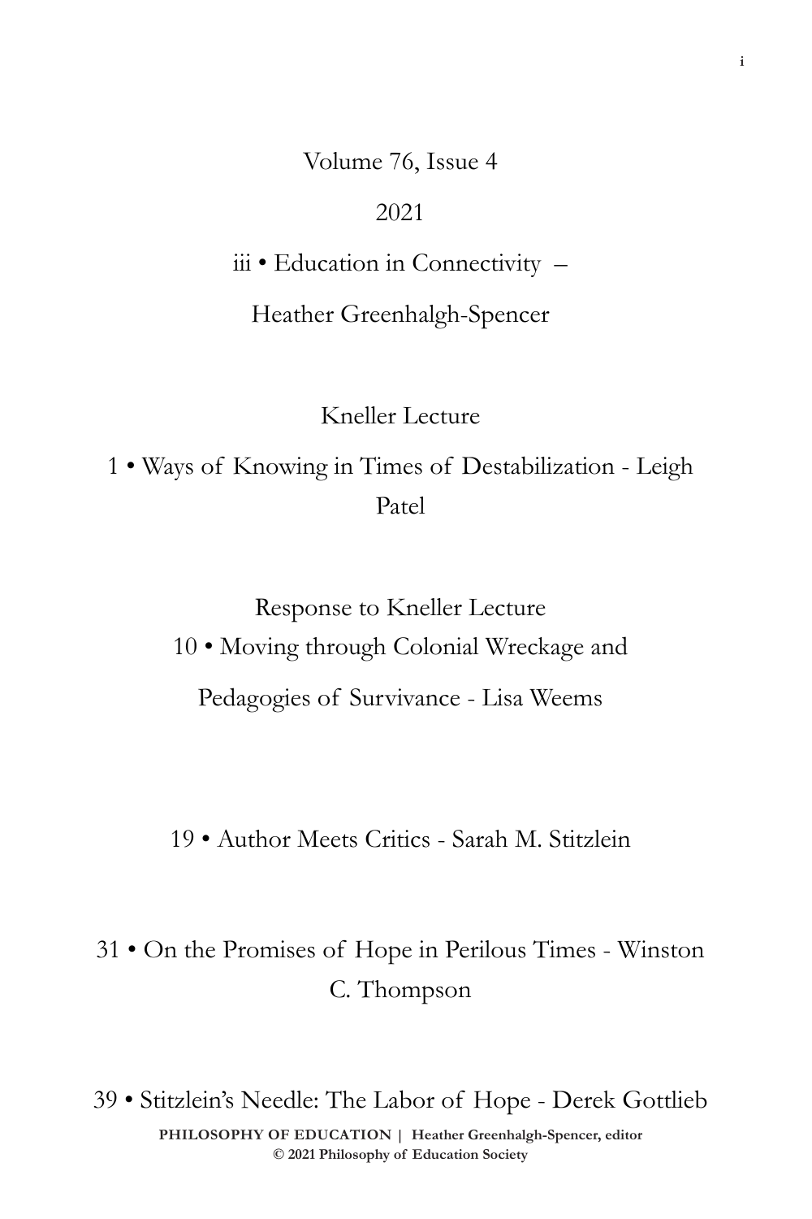Volume 76, Issue 4

2021

iii • Education in Connectivity –

Heather Greenhalgh-Spencer

## Kneller Lecture

1 • Ways of Knowing in Times of Destabilization - Leigh Patel

## Response to Kneller Lecture

10 • Moving through Colonial Wreckage and

Pedagogies of Survivance - Lisa Weems

19 • Author Meets Critics - Sarah M. Stitzlein

31 • On the Promises of Hope in Perilous Times - Winston C. Thompson

39 • Stitzlein's Needle: The Labor of Hope - Derek Gottlieb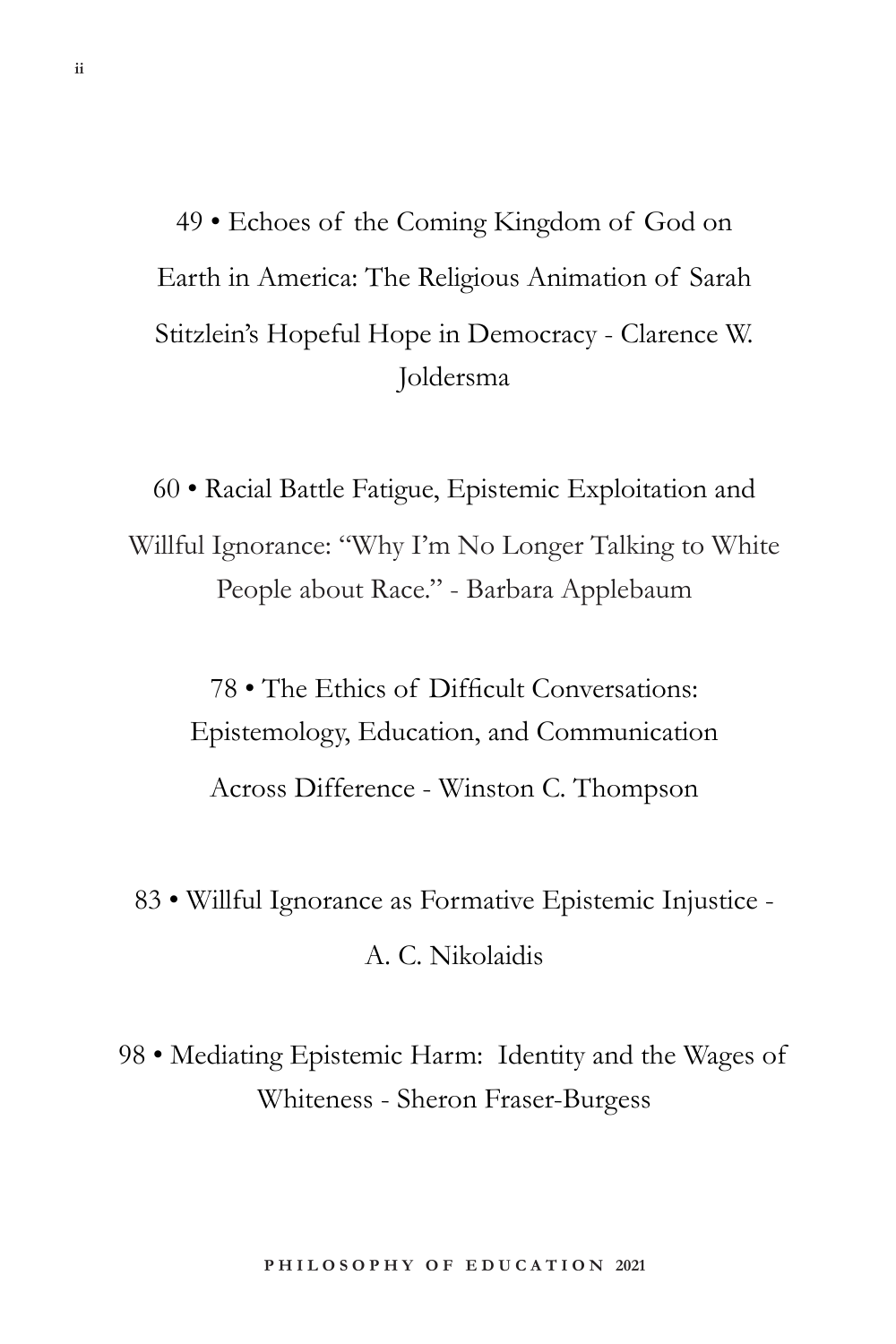49 • Echoes of the Coming Kingdom of God on Earth in America: The Religious Animation of Sarah Stitzlein's Hopeful Hope in Democracy - Clarence W. Joldersma

60 • Racial Battle Fatigue, Epistemic Exploitation and Willful Ignorance: "Why I'm No Longer Talking to White People about Race." - Barbara Applebaum

78 • The Ethics of Difficult Conversations: Epistemology, Education, and Communication Across Difference - Winston C. Thompson

83 • Willful Ignorance as Formative Epistemic Injustice - A. C. Nikolaidis

98 • Mediating Epistemic Harm: Identity and the Wages of Whiteness - Sheron Fraser-Burgess